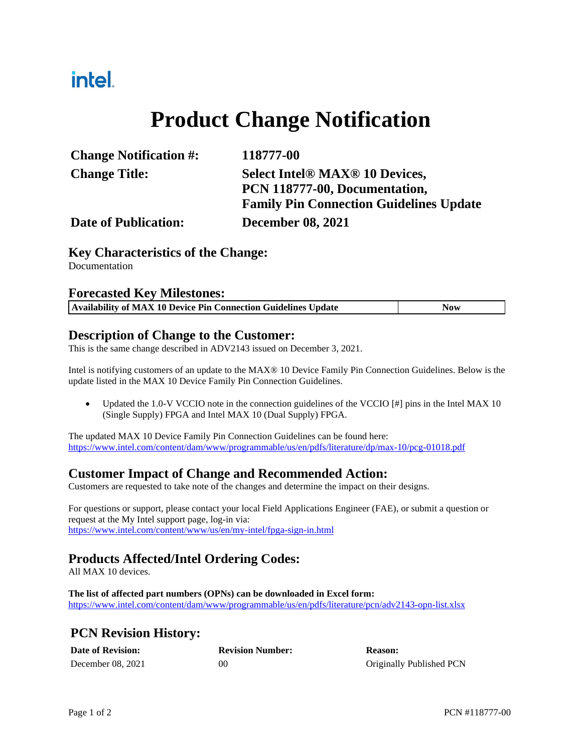intel.

# Product Change Notification

| | |
|---|---|
| **Change Notification #:** | **118777-00** |
| **Change Title:** | **Select Intel® MAX® 10 Devices, PCN 118777-00, Documentation, Family Pin Connection Guidelines Update** |
| **Date of Publication:** | **December 08, 2021** |

## Key Characteristics of the Change:

Documentation

## Forecasted Key Milestones:

| **Availability of MAX 10 Device Pin Connection Guidelines Update** | **Now** |
|---|---|

## Description of Change to the Customer:

This is the same change described in ADV2143 issued on December 3, 2021.

Intel is notifying customers of an update to the MAX® 10 Device Family Pin Connection Guidelines. Below is the update listed in the MAX 10 Device Family Pin Connection Guidelines.

- Updated the 1.0-V VCCIO note in the connection guidelines of the VCCIO [#] pins in the Intel MAX 10 (Single Supply) FPGA and Intel MAX 10 (Dual Supply) FPGA.

The updated MAX 10 Device Family Pin Connection Guidelines can be found here:
https://www.intel.com/content/dam/www/programmable/us/en/pdfs/literature/dp/max-10/pcg-01018.pdf

## Customer Impact of Change and Recommended Action:

Customers are requested to take note of the changes and determine the impact on their designs.

For questions or support, please contact your local Field Applications Engineer (FAE), or submit a question or request at the My Intel support page, log-in via:
https://www.intel.com/content/www/us/en/my-intel/fpga-sign-in.html

## Products Affected/Intel Ordering Codes:

All MAX 10 devices.

**The list of affected part numbers (OPNs) can be downloaded in Excel form:**
https://www.intel.com/content/dam/www/programmable/us/en/pdfs/literature/pcn/adv2143-opn-list.xlsx

## PCN Revision History:

| **Date of Revision:** | **Revision Number:** | **Reason:** |
|---|---|---|
| December 08, 2021 | 00 | Originally Published PCN |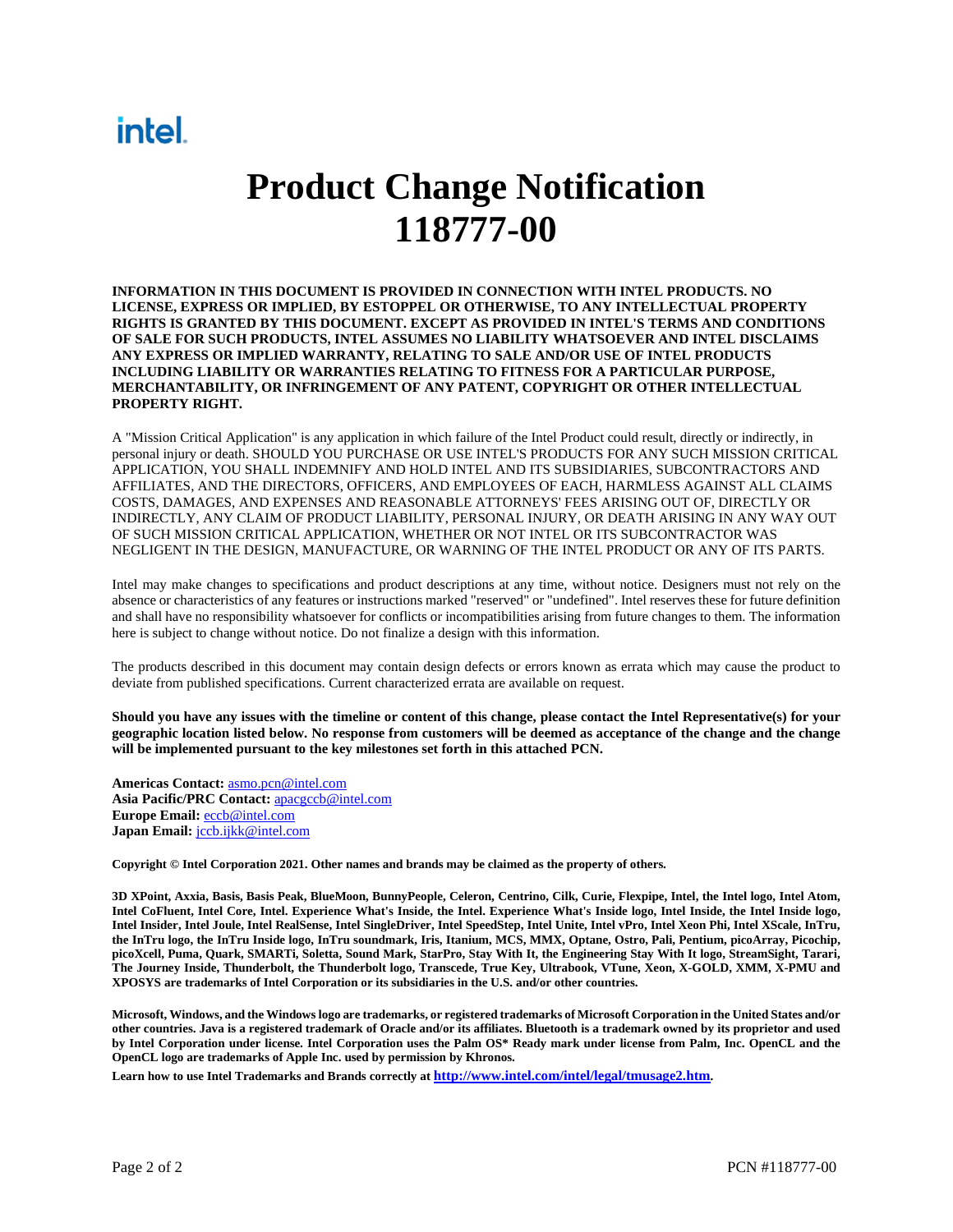intel.

# Product Change Notification 118777-00

**INFORMATION IN THIS DOCUMENT IS PROVIDED IN CONNECTION WITH INTEL PRODUCTS. NO LICENSE, EXPRESS OR IMPLIED, BY ESTOPPEL OR OTHERWISE, TO ANY INTELLECTUAL PROPERTY RIGHTS IS GRANTED BY THIS DOCUMENT. EXCEPT AS PROVIDED IN INTEL'S TERMS AND CONDITIONS OF SALE FOR SUCH PRODUCTS, INTEL ASSUMES NO LIABILITY WHATSOEVER AND INTEL DISCLAIMS ANY EXPRESS OR IMPLIED WARRANTY, RELATING TO SALE AND/OR USE OF INTEL PRODUCTS INCLUDING LIABILITY OR WARRANTIES RELATING TO FITNESS FOR A PARTICULAR PURPOSE, MERCHANTABILITY, OR INFRINGEMENT OF ANY PATENT, COPYRIGHT OR OTHER INTELLECTUAL PROPERTY RIGHT.**

A "Mission Critical Application" is any application in which failure of the Intel Product could result, directly or indirectly, in personal injury or death. SHOULD YOU PURCHASE OR USE INTEL'S PRODUCTS FOR ANY SUCH MISSION CRITICAL APPLICATION, YOU SHALL INDEMNIFY AND HOLD INTEL AND ITS SUBSIDIARIES, SUBCONTRACTORS AND AFFILIATES, AND THE DIRECTORS, OFFICERS, AND EMPLOYEES OF EACH, HARMLESS AGAINST ALL CLAIMS COSTS, DAMAGES, AND EXPENSES AND REASONABLE ATTORNEYS' FEES ARISING OUT OF, DIRECTLY OR INDIRECTLY, ANY CLAIM OF PRODUCT LIABILITY, PERSONAL INJURY, OR DEATH ARISING IN ANY WAY OUT OF SUCH MISSION CRITICAL APPLICATION, WHETHER OR NOT INTEL OR ITS SUBCONTRACTOR WAS NEGLIGENT IN THE DESIGN, MANUFACTURE, OR WARNING OF THE INTEL PRODUCT OR ANY OF ITS PARTS.

Intel may make changes to specifications and product descriptions at any time, without notice. Designers must not rely on the absence or characteristics of any features or instructions marked "reserved" or "undefined". Intel reserves these for future definition and shall have no responsibility whatsoever for conflicts or incompatibilities arising from future changes to them. The information here is subject to change without notice. Do not finalize a design with this information.

The products described in this document may contain design defects or errors known as errata which may cause the product to deviate from published specifications. Current characterized errata are available on request.

**Should you have any issues with the timeline or content of this change, please contact the Intel Representative(s) for your geographic location listed below. No response from customers will be deemed as acceptance of the change and the change will be implemented pursuant to the key milestones set forth in this attached PCN.**

**Americas Contact:** asmo.pcn@intel.com
**Asia Pacific/PRC Contact:** apacgccb@intel.com
**Europe Email:** eccb@intel.com
**Japan Email:** jccb.ijkk@intel.com

**Copyright © Intel Corporation 2021. Other names and brands may be claimed as the property of others.**

**3D XPoint, Axxia, Basis, Basis Peak, BlueMoon, BunnyPeople, Celeron, Centrino, Cilk, Curie, Flexpipe, Intel, the Intel logo, Intel Atom, Intel CoFluent, Intel Core, Intel. Experience What's Inside, the Intel. Experience What's Inside logo, Intel Inside, the Intel Inside logo, Intel Insider, Intel Joule, Intel RealSense, Intel SingleDriver, Intel SpeedStep, Intel Unite, Intel vPro, Intel Xeon Phi, Intel XScale, InTru, the InTru logo, the InTru Inside logo, InTru soundmark, Iris, Itanium, MCS, MMX, Optane, Ostro, Pali, Pentium, picoArray, Picochip, picoXcell, Puma, Quark, SMARTi, Soletta, Sound Mark, StarPro, Stay With It, the Engineering Stay With It logo, StreamSight, Tarari, The Journey Inside, Thunderbolt, the Thunderbolt logo, Transcede, True Key, Ultrabook, VTune, Xeon, X-GOLD, XMM, X-PMU and XPOSYS are trademarks of Intel Corporation or its subsidiaries in the U.S. and/or other countries.**

**Microsoft, Windows, and the Windows logo are trademarks, or registered trademarks of Microsoft Corporation in the United States and/or other countries. Java is a registered trademark of Oracle and/or its affiliates. Bluetooth is a trademark owned by its proprietor and used by Intel Corporation under license. Intel Corporation uses the Palm OS* Ready mark under license from Palm, Inc. OpenCL and the OpenCL logo are trademarks of Apple Inc. used by permission by Khronos.**

**Learn how to use Intel Trademarks and Brands correctly at http://www.intel.com/intel/legal/tmusage2.htm.**